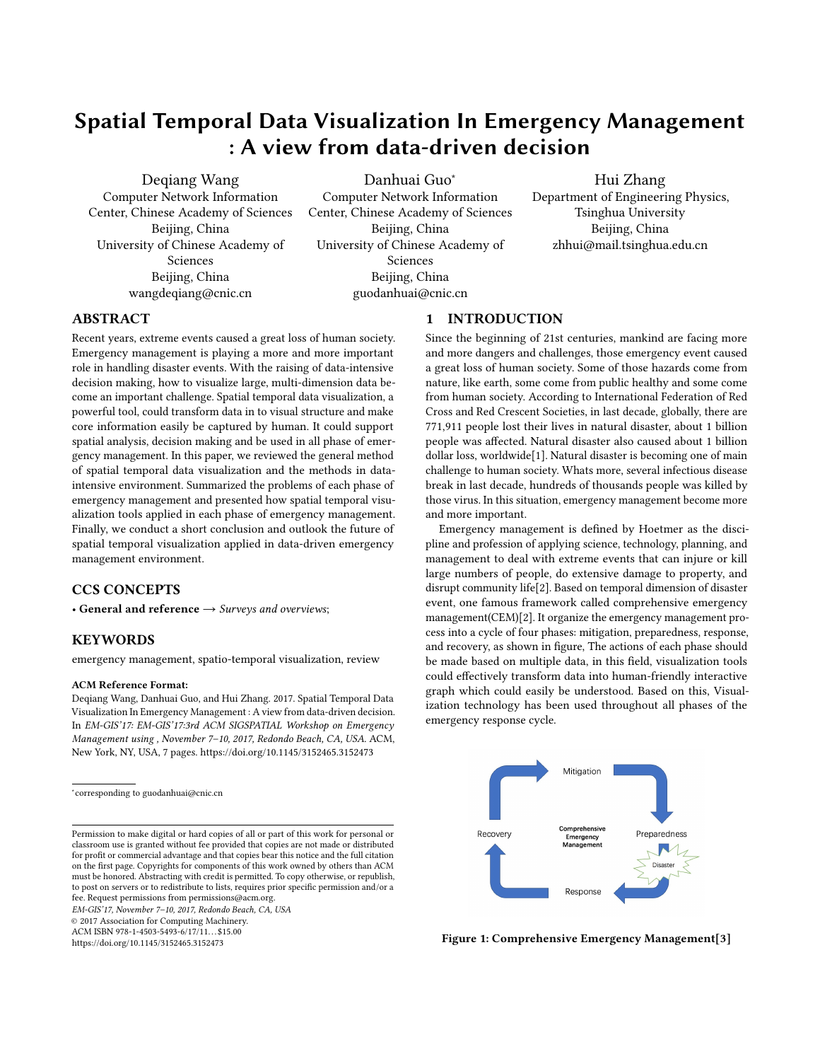# Spatial Temporal Data Visualization In Emergency Management : A view from data-driven decision

Deqiang Wang
Computer Network Information Center, Chinese Academy of Sciences
Beijing, China
University of Chinese Academy of Sciences
Beijing, China
wangdeqiang@cnic.cn

Danhuai Guo*
Computer Network Information Center, Chinese Academy of Sciences
Beijing, China
University of Chinese Academy of Sciences
Beijing, China
guodanhuai@cnic.cn

Hui Zhang
Department of Engineering Physics, Tsinghua University
Beijing, China
zhhui@mail.tsinghua.edu.cn

## ABSTRACT

Recent years, extreme events caused a great loss of human society. Emergency management is playing a more and more important role in handling disaster events. With the raising of data-intensive decision making, how to visualize large, multi-dimension data become an important challenge. Spatial temporal data visualization, a powerful tool, could transform data in to visual structure and make core information easily be captured by human. It could support spatial analysis, decision making and be used in all phase of emergency management. In this paper, we reviewed the general method of spatial temporal data visualization and the methods in data-intensive environment. Summarized the problems of each phase of emergency management and presented how spatial temporal visualization tools applied in each phase of emergency management. Finally, we conduct a short conclusion and outlook the future of spatial temporal visualization applied in data-driven emergency management environment.

## CCS CONCEPTS

• **General and reference** → *Surveys and overviews*;

## KEYWORDS

emergency management, spatio-temporal visualization, review

**ACM Reference Format:**

Deqiang Wang, Danhuai Guo, and Hui Zhang. 2017. Spatial Temporal Data Visualization In Emergency Management : A view from data-driven decision. In *EM-GIS'17: EM-GIS'17:3rd ACM SIGSPATIAL Workshop on Emergency Management using , November 7–10, 2017, Redondo Beach, CA, USA.* ACM, New York, NY, USA, 7 pages. https://doi.org/10.1145/3152465.3152473

*corresponding to guodanhuai@cnic.cn

Permission to make digital or hard copies of all or part of this work for personal or classroom use is granted without fee provided that copies are not made or distributed for profit or commercial advantage and that copies bear this notice and the full citation on the first page. Copyrights for components of this work owned by others than ACM must be honored. Abstracting with credit is permitted. To copy otherwise, or republish, to post on servers or to redistribute to lists, requires prior specific permission and/or a fee. Request permissions from permissions@acm.org.
*EM-GIS'17, November 7–10, 2017, Redondo Beach, CA, USA*
© 2017 Association for Computing Machinery.
ACM ISBN 978-1-4503-5493-6/17/11…$15.00
https://doi.org/10.1145/3152465.3152473

## 1 INTRODUCTION

Since the beginning of 21st centuries, mankind are facing more and more dangers and challenges, those emergency event caused a great loss of human society. Some of those hazards come from nature, like earth, some come from public healthy and some come from human society. According to International Federation of Red Cross and Red Crescent Societies, in last decade, globally, there are 771,911 people lost their lives in natural disaster, about 1 billion people was affected. Natural disaster also caused about 1 billion dollar loss, worldwide[1]. Natural disaster is becoming one of main challenge to human society. Whats more, several infectious disease break in last decade, hundreds of thousands people was killed by those virus. In this situation, emergency management become more and more important.

Emergency management is defined by Hoetmer as the discipline and profession of applying science, technology, planning, and management to deal with extreme events that can injure or kill large numbers of people, do extensive damage to property, and disrupt community life[2]. Based on temporal dimension of disaster event, one famous framework called comprehensive emergency management(CEM)[2]. It organize the emergency management process into a cycle of four phases: mitigation, preparedness, response, and recovery, as shown in figure, The actions of each phase should be made based on multiple data, in this field, visualization tools could effectively transform data into human-friendly interactive graph which could easily be understood. Based on this, Visualization technology has been used throughout all phases of the emergency response cycle.

Mitigation
Recovery
Comprehensive Emergency Management
Preparedness
Disaster
Response

**Figure 1: Comprehensive Emergency Management[3]**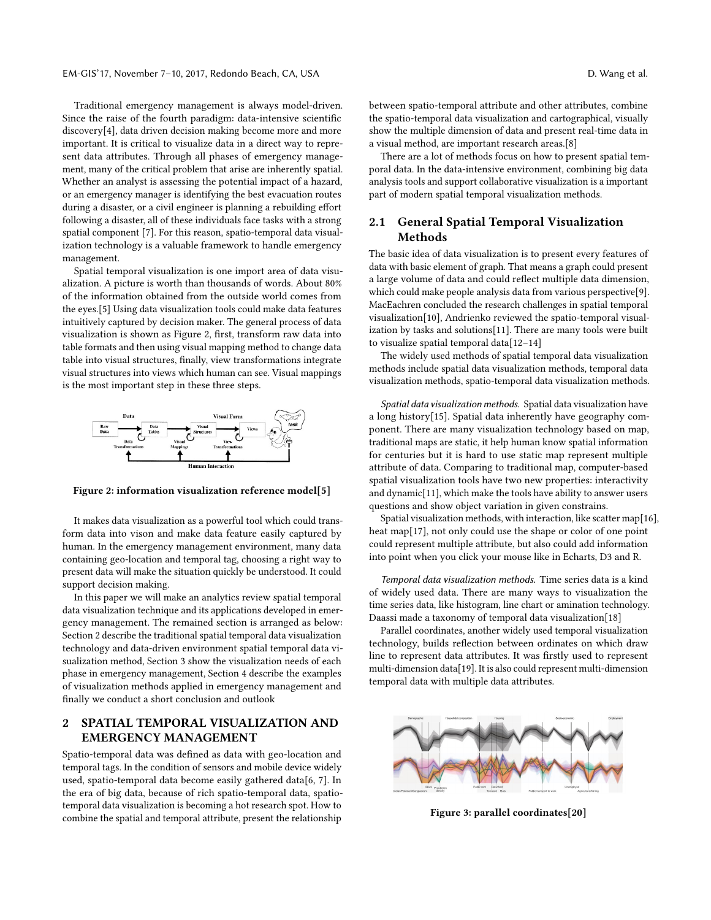Traditional emergency management is always model-driven. Since the raise of the fourth paradigm: data-intensive scientific discovery[4], data driven decision making become more and more important. It is critical to visualize data in a direct way to represent data attributes. Through all phases of emergency management, many of the critical problem that arise are inherently spatial. Whether an analyst is assessing the potential impact of a hazard, or an emergency manager is identifying the best evacuation routes during a disaster, or a civil engineer is planning a rebuilding effort following a disaster, all of these individuals face tasks with a strong spatial component [7]. For this reason, spatio-temporal data visualization technology is a valuable framework to handle emergency management.

Spatial temporal visualization is one import area of data visualization. A picture is worth than thousands of words. About 80% of the information obtained from the outside world comes from the eyes.[5] Using data visualization tools could make data features intuitively captured by decision maker. The general process of data visualization is shown as Figure 2, first, transform raw data into table formats and then using visual mapping method to change data table into visual structures, finally, view transformations integrate visual structures into views which human can see. Visual mappings is the most important step in these three steps.

**Figure 2: information visualization reference model[5]**

It makes data visualization as a powerful tool which could transform data into vison and make data feature easily captured by human. In the emergency management environment, many data containing geo-location and temporal tag, choosing a right way to present data will make the situation quickly be understood. It could support decision making.

In this paper we will make an analytics review spatial temporal data visualization technique and its applications developed in emergency management. The remained section is arranged as below: Section 2 describe the traditional spatial temporal data visualization technology and data-driven environment spatial temporal data visualization method, Section 3 show the visualization needs of each phase in emergency management, Section 4 describe the examples of visualization methods applied in emergency management and finally we conduct a short conclusion and outlook

## 2 SPATIAL TEMPORAL VISUALIZATION AND EMERGENCY MANAGEMENT

Spatio-temporal data was defined as data with geo-location and temporal tags. In the condition of sensors and mobile device widely used, spatio-temporal data become easily gathered data[6, 7]. In the era of big data, because of rich spatio-temporal data, spatio-temporal data visualization is becoming a hot research spot. How to combine the spatial and temporal attribute, present the relationship between spatio-temporal attribute and other attributes, combine the spatio-temporal data visualization and cartographical, visually show the multiple dimension of data and present real-time data in a visual method, are important research areas.[8]

There are a lot of methods focus on how to present spatial temporal data. In the data-intensive environment, combining big data analysis tools and support collaborative visualization is a important part of modern spatial temporal visualization methods.

### 2.1 General Spatial Temporal Visualization Methods

The basic idea of data visualization is to present every features of data with basic element of graph. That means a graph could present a large volume of data and could reflect multiple data dimension, which could make people analysis data from various perspective[9]. MacEachren concluded the research challenges in spatial temporal visualization[10], Andrienko reviewed the spatio-temporal visualization by tasks and solutions[11]. There are many tools were built to visualize spatial temporal data[12–14]

The widely used methods of spatial temporal data visualization methods include spatial data visualization methods, temporal data visualization methods, spatio-temporal data visualization methods.

*Spatial data visualization methods.* Spatial data visualization have a long history[15]. Spatial data inherently have geography component. There are many visualization technology based on map, traditional maps are static, it help human know spatial information for centuries but it is hard to use static map represent multiple attribute of data. Comparing to traditional map, computer-based spatial visualization tools have two new properties: interactivity and dynamic[11], which make the tools have ability to answer users questions and show object variation in given constrains.

Spatial visualization methods, with interaction, like scatter map[16], heat map[17], not only could use the shape or color of one point could represent multiple attribute, but also could add information into point when you click your mouse like in Echarts, D3 and R.

*Temporal data visualization methods.* Time series data is a kind of widely used data. There are many ways to visualization the time series data, like histogram, line chart or amination technology. Daassi made a taxonomy of temporal data visualization[18]

Parallel coordinates, another widely used temporal visualization technology, builds reflection between ordinates on which draw line to represent data attributes. It was firstly used to represent multi-dimension data[19]. It is also could represent multi-dimension temporal data with multiple data attributes.

**Figure 3: parallel coordinates[20]**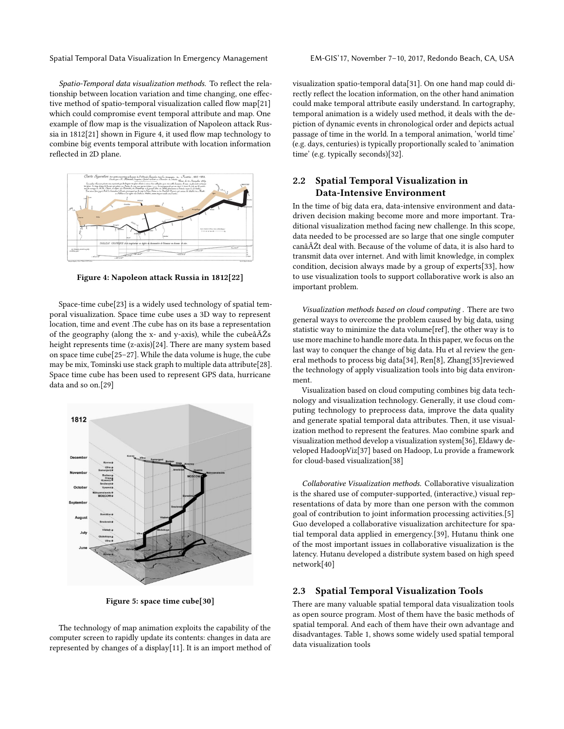*Spatio-Temporal data visualization methods.* To reflect the relationship between location variation and time changing, one effective method of spatio-temporal visualization called flow map[21] which could compromise event temporal attribute and map. One example of flow map is the visualization of Napoleon attack Russia in 1812[21] shown in Figure 4, it used flow map technology to combine big events temporal attribute with location information reflected in 2D plane.

**Figure 4: Napoleon attack Russia in 1812[22]**

Space-time cube[23] is a widely used technology of spatial temporal visualization. Space time cube uses a 3D way to represent location, time and event .The cube has on its base a representation of the geography (along the x- and y-axis), while the cubeâĂŹs height represents time (z-axis)[24]. There are many system based on space time cube[25–27]. While the data volume is huge, the cube may be mix, Tominski use stack graph to multiple data attribute[28]. Space time cube has been used to represent GPS data, hurricane data and so on.[29]

**Figure 5: space time cube[30]**

The technology of map animation exploits the capability of the computer screen to rapidly update its contents: changes in data are represented by changes of a display[11]. It is an import method of visualization spatio-temporal data[31]. On one hand map could directly reflect the location information, on the other hand animation could make temporal attribute easily understand. In cartography, temporal animation is a widely used method, it deals with the depiction of dynamic events in chronological order and depicts actual passage of time in the world. In a temporal animation, 'world time' (e.g. days, centuries) is typically proportionally scaled to 'animation time' (e.g. typically seconds)[32].

## 2.2 Spatial Temporal Visualization in Data-Intensive Environment

In the time of big data era, data-intensive environment and data-driven decision making become more and more important. Traditional visualization method facing new challenge. In this scope, data needed to be processed are so large that one single computer canâĂŹt deal with. Because of the volume of data, it is also hard to transmit data over internet. And with limit knowledge, in complex condition, decision always made by a group of experts[33], how to use visualization tools to support collaborative work is also an important problem.

*Visualization methods based on cloud computing .* There are two general ways to overcome the problem caused by big data, using statistic way to minimize the data volume[ref], the other way is to use more machine to handle more data. In this paper, we focus on the last way to conquer the change of big data. Hu et al review the general methods to process big data[34], Ren[8], Zhang[35]reviewed the technology of apply visualization tools into big data environment.

Visualization based on cloud computing combines big data technology and visualization technology. Generally, it use cloud computing technology to preprocess data, improve the data quality and generate spatial temporal data attributes. Then, it use visualization method to represent the features. Mao combine spark and visualization method develop a visualization system[36], Eldawy developed HadoopViz[37] based on Hadoop, Lu provide a framework for cloud-based visualization[38]

*Collaborative Visualization methods.* Collaborative visualization is the shared use of computer-supported, (interactive,) visual representations of data by more than one person with the common goal of contribution to joint information processing activities.[5] Guo developed a collaborative visualization architecture for spatial temporal data applied in emergency.[39], Hutanu think one of the most important issues in collaborative visualization is the latency. Hutanu developed a distribute system based on high speed network[40]

## 2.3 Spatial Temporal Visualization Tools

There are many valuable spatial temporal data visualization tools as open source program. Most of them have the basic methods of spatial temporal. And each of them have their own advantage and disadvantages. Table 1, shows some widely used spatial temporal data visualization tools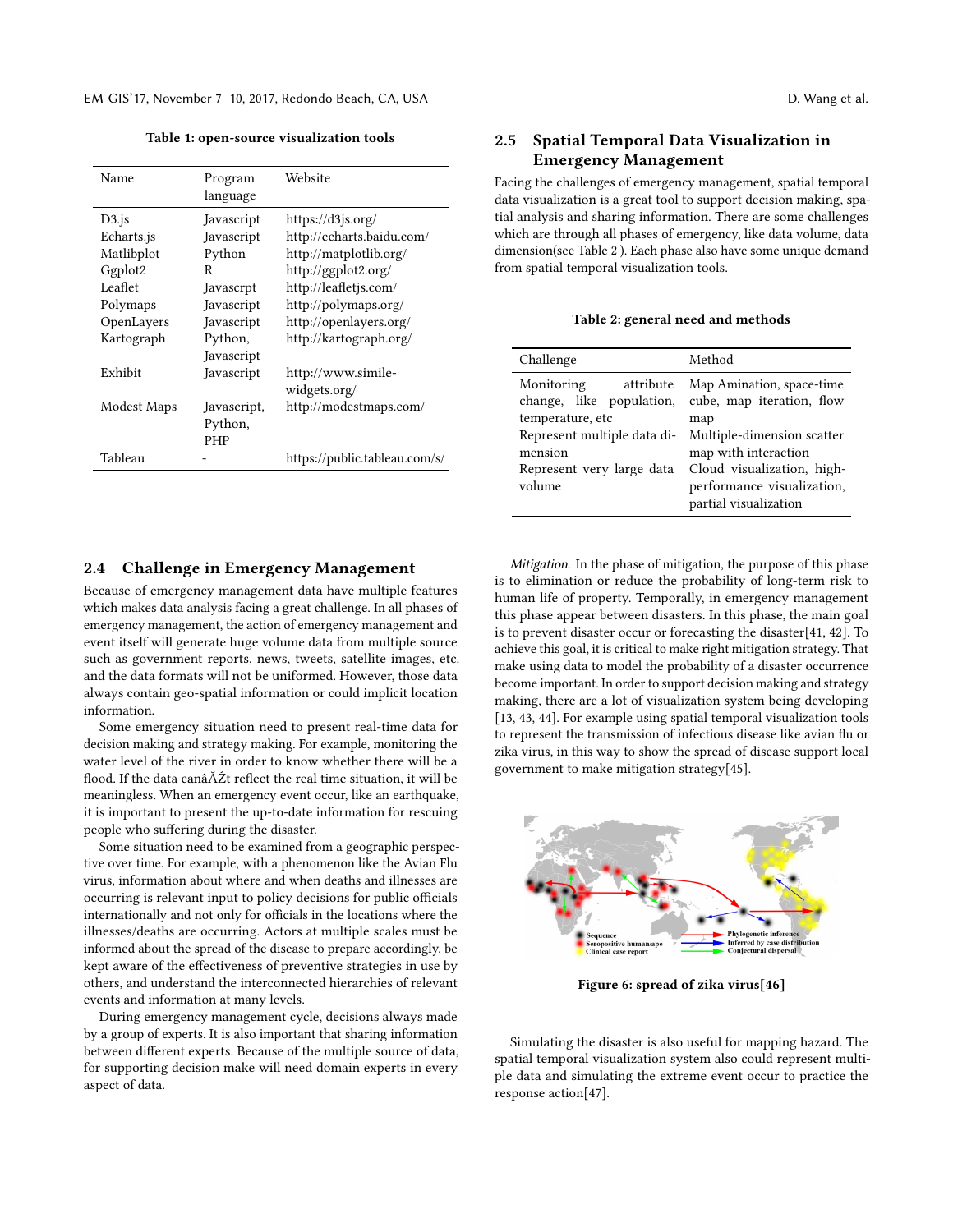Table 1: open-source visualization tools

| Name | Program language | Website |
| --- | --- | --- |
| D3.js | Javascript | https://d3js.org/ |
| Echarts.js | Javascript | http://echarts.baidu.com/ |
| Matlibplot | Python | http://matplotlib.org/ |
| Ggplot2 | R | http://ggplot2.org/ |
| Leaflet | Javascrpt | http://leafletjs.com/ |
| Polymaps | Javascript | http://polymaps.org/ |
| OpenLayers | Javascript | http://openlayers.org/ |
| Kartograph | Python, Javascript | http://kartograph.org/ |
| Exhibit | Javascript | http://www.simile-widgets.org/ |
| Modest Maps | Javascript, Python, PHP | http://modestmaps.com/ |
| Tableau | - | https://public.tableau.com/s/ |

## 2.4 Challenge in Emergency Management

Because of emergency management data have multiple features which makes data analysis facing a great challenge. In all phases of emergency management, the action of emergency management and event itself will generate huge volume data from multiple source such as government reports, news, tweets, satellite images, etc. and the data formats will not be uniformed. However, those data always contain geo-spatial information or could implicit location information.

Some emergency situation need to present real-time data for decision making and strategy making. For example, monitoring the water level of the river in order to know whether there will be a flood. If the data canâĂŹt reflect the real time situation, it will be meaningless. When an emergency event occur, like an earthquake, it is important to present the up-to-date information for rescuing people who suffering during the disaster.

Some situation need to be examined from a geographic perspective over time. For example, with a phenomenon like the Avian Flu virus, information about where and when deaths and illnesses are occurring is relevant input to policy decisions for public officials internationally and not only for officials in the locations where the illnesses/deaths are occurring. Actors at multiple scales must be informed about the spread of the disease to prepare accordingly, be kept aware of the effectiveness of preventive strategies in use by others, and understand the interconnected hierarchies of relevant events and information at many levels.

During emergency management cycle, decisions always made by a group of experts. It is also important that sharing information between different experts. Because of the multiple source of data, for supporting decision make will need domain experts in every aspect of data.

## 2.5 Spatial Temporal Data Visualization in Emergency Management

Facing the challenges of emergency management, spatial temporal data visualization is a great tool to support decision making, spatial analysis and sharing information. There are some challenges which are through all phases of emergency, like data volume, data dimension(see Table 2 ). Each phase also have some unique demand from spatial temporal visualization tools.

Table 2: general need and methods

| Challenge | Method |
| --- | --- |
| Monitoring attribute change, like population, temperature, etc | Map Amination, space-time cube, map iteration, flow map |
| Represent multiple data dimension | Multiple-dimension scatter map with interaction |
| Represent very large data volume | Cloud visualization, high-performance visualization, partial visualization |

*Mitigation.* In the phase of mitigation, the purpose of this phase is to elimination or reduce the probability of long-term risk to human life of property. Temporally, in emergency management this phase appear between disasters. In this phase, the main goal is to prevent disaster occur or forecasting the disaster[41, 42]. To achieve this goal, it is critical to make right mitigation strategy. That make using data to model the probability of a disaster occurrence become important. In order to support decision making and strategy making, there are a lot of visualization system being developing [13, 43, 44]. For example using spatial temporal visualization tools to represent the transmission of infectious disease like avian flu or zika virus, in this way to show the spread of disease support local government to make mitigation strategy[45].

Figure 6: spread of zika virus[46]

Simulating the disaster is also useful for mapping hazard. The spatial temporal visualization system also could represent multiple data and simulating the extreme event occur to practice the response action[47].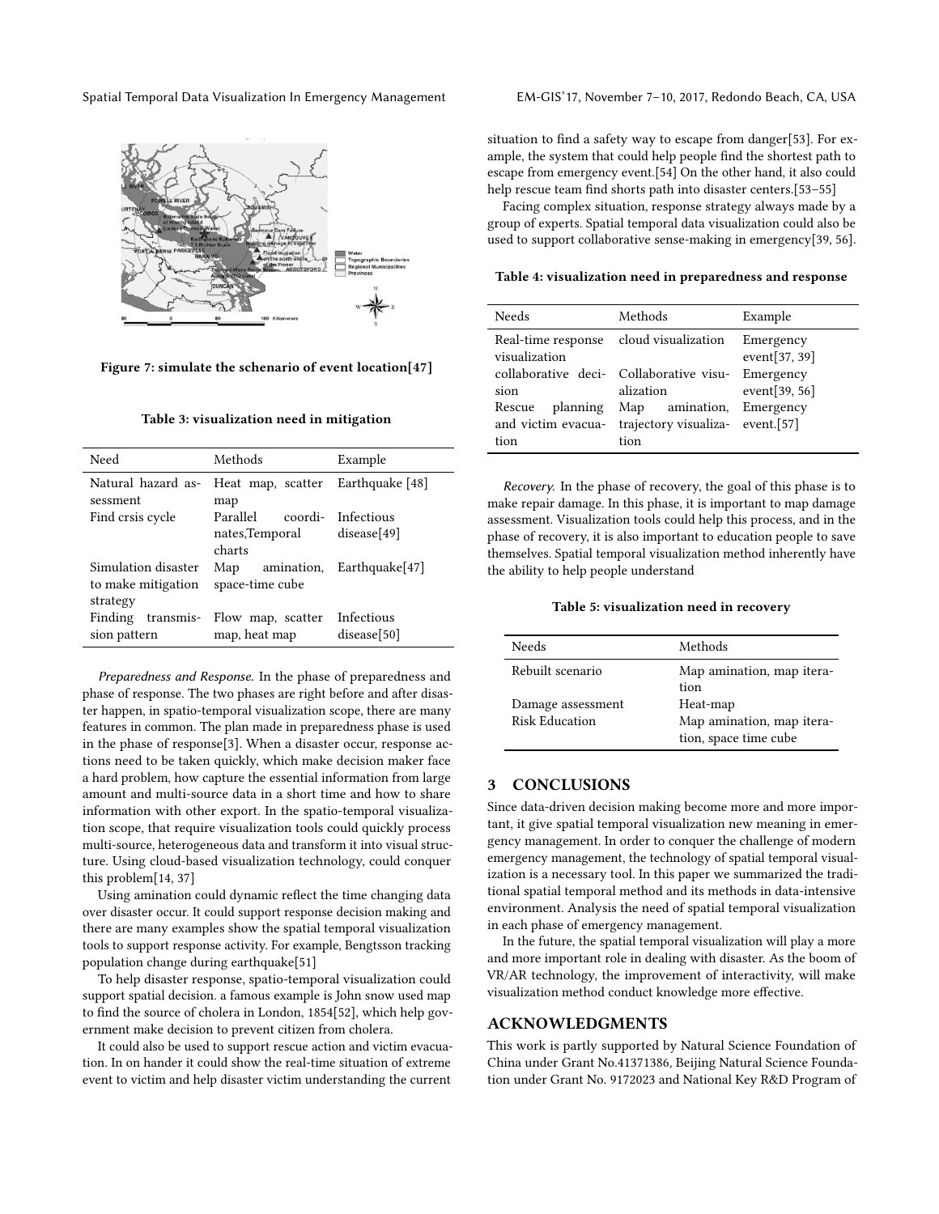Figure 7: simulate the schenario of event location[47]

Table 3: visualization need in mitigation

| Need | Methods | Example |
|---|---|---|
| Natural hazard assessment | Heat map, scatter map | Earthquake [48] |
| Find crsis cycle | Parallel coordinates,Temporal charts | Infectious disease[49] |
| Simulation disaster to make mitigation strategy | Map amination, space-time cube | Earthquake[47] |
| Finding transmission pattern | Flow map, scatter map, heat map | Infectious disease[50] |

*Preparedness and Response.* In the phase of preparedness and phase of response. The two phases are right before and after disaster happen, in spatio-temporal visualization scope, there are many features in common. The plan made in preparedness phase is used in the phase of response[3]. When a disaster occur, response actions need to be taken quickly, which make decision maker face a hard problem, how capture the essential information from large amount and multi-source data in a short time and how to share information with other export. In the spatio-temporal visualization scope, that require visualization tools could quickly process multi-source, heterogeneous data and transform it into visual structure. Using cloud-based visualization technology, could conquer this problem[14, 37]

Using amination could dynamic reflect the time changing data over disaster occur. It could support response decision making and there are many examples show the spatial temporal visualization tools to support response activity. For example, Bengtsson tracking population change during earthquake[51]

To help disaster response, spatio-temporal visualization could support spatial decision. a famous example is John snow used map to find the source of cholera in London, 1854[52], which help government make decision to prevent citizen from cholera.

It could also be used to support rescue action and victim evacuation. In on hander it could show the real-time situation of extreme event to victim and help disaster victim understanding the current situation to find a safety way to escape from danger[53]. For example, the system that could help people find the shortest path to escape from emergency event.[54] On the other hand, it also could help rescue team find shorts path into disaster centers.[53–55]

Facing complex situation, response strategy always made by a group of experts. Spatial temporal data visualization could also be used to support collaborative sense-making in emergency[39, 56].

Table 4: visualization need in preparedness and response

| Needs | Methods | Example |
|---|---|---|
| Real-time response visualization | cloud visualization | Emergency event[37, 39] |
| collaborative decision | Collaborative visualization | Emergency event[39, 56] |
| Rescue planning and victim evacuation | Map amination, trajectory visualization | Emergency event.[57] |

*Recovery.* In the phase of recovery, the goal of this phase is to make repair damage. In this phase, it is important to map damage assessment. Visualization tools could help this process, and in the phase of recovery, it is also important to education people to save themselves. Spatial temporal visualization method inherently have the ability to help people understand

Table 5: visualization need in recovery

| Needs | Methods |
|---|---|
| Rebuilt scenario | Map amination, map iteration |
| Damage assessment | Heat-map |
| Risk Education | Map amination, map iteration, space time cube |

## 3 CONCLUSIONS

Since data-driven decision making become more and more important, it give spatial temporal visualization new meaning in emergency management. In order to conquer the challenge of modern emergency management, the technology of spatial temporal visualization is a necessary tool. In this paper we summarized the traditional spatial temporal method and its methods in data-intensive environment. Analysis the need of spatial temporal visualization in each phase of emergency management.

In the future, the spatial temporal visualization will play a more and more important role in dealing with disaster. As the boom of VR/AR technology, the improvement of interactivity, will make visualization method conduct knowledge more effective.

## ACKNOWLEDGMENTS

This work is partly supported by Natural Science Foundation of China under Grant No.41371386, Beijing Natural Science Foundation under Grant No. 9172023 and National Key R&D Program of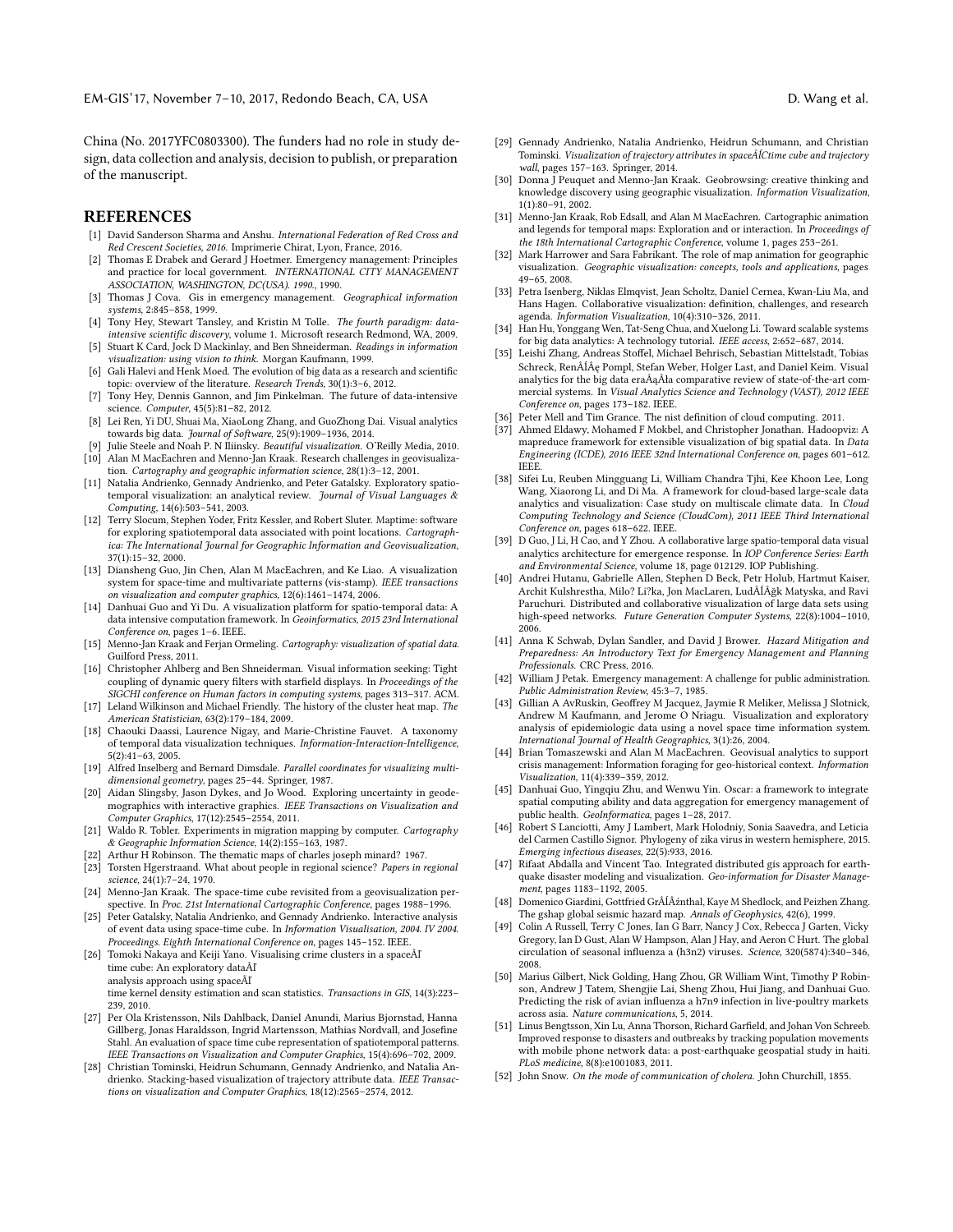China (No. 2017YFC0803300). The funders had no role in study design, data collection and analysis, decision to publish, or preparation of the manuscript.

## REFERENCES

- [1] David Sanderson Sharma and Anshu. *International Federation of Red Cross and Red Crescent Societies, 2016.* Imprimerie Chirat, Lyon, France, 2016.
- [2] Thomas E Drabek and Gerard J Hoetmer. Emergency management: Principles and practice for local government. *INTERNATIONAL CITY MANAGEMENT ASSOCIATION, WASHINGTON, DC(USA). 1990.*, 1990.
- [3] Thomas J Cova. Gis in emergency management. *Geographical information systems*, 2:845–858, 1999.
- [4] Tony Hey, Stewart Tansley, and Kristin M Tolle. *The fourth paradigm: data-intensive scientific discovery*, volume 1. Microsoft research Redmond, WA, 2009.
- [5] Stuart K Card, Jock D Mackinlay, and Ben Shneiderman. *Readings in information visualization: using vision to think.* Morgan Kaufmann, 1999.
- [6] Gali Halevi and Henk Moed. The evolution of big data as a research and scientific topic: overview of the literature. *Research Trends*, 30(1):3–6, 2012.
- [7] Tony Hey, Dennis Gannon, and Jim Pinkelman. The future of data-intensive science. *Computer*, 45(5):81–82, 2012.
- [8] Lei Ren, Yi DU, Shuai Ma, XiaoLong Zhang, and GuoZhong Dai. Visual analytics towards big data. *Journal of Software*, 25(9):1909–1936, 2014.
- [9] Julie Steele and Noah P. N Iliinsky. *Beautiful visualization.* O'Reilly Media, 2010.
- [10] Alan M MacEachren and Menno-Jan Kraak. Research challenges in geovisualization. *Cartography and geographic information science*, 28(1):3–12, 2001.
- [11] Natalia Andrienko, Gennady Andrienko, and Peter Gatalsky. Exploratory spatio-temporal visualization: an analytical review. *Journal of Visual Languages & Computing*, 14(6):503–541, 2003.
- [12] Terry Slocum, Stephen Yoder, Fritz Kessler, and Robert Sluter. Maptime: software for exploring spatiotemporal data associated with point locations. *Cartographica: The International Journal for Geographic Information and Geovisualization*, 37(1):15–32, 2000.
- [13] Diansheng Guo, Jin Chen, Alan M MacEachren, and Ke Liao. A visualization system for space-time and multivariate patterns (vis-stamp). *IEEE transactions on visualization and computer graphics*, 12(6):1461–1474, 2006.
- [14] Danhuai Guo and Yi Du. A visualization platform for spatio-temporal data: A data intensive computation framework. In *Geoinformatics, 2015 23rd International Conference on*, pages 1–6. IEEE.
- [15] Menno-Jan Kraak and Ferjan Ormeling. *Cartography: visualization of spatial data.* Guilford Press, 2011.
- [16] Christopher Ahlberg and Ben Shneiderman. Visual information seeking: Tight coupling of dynamic query filters with starfield displays. In *Proceedings of the SIGCHI conference on Human factors in computing systems*, pages 313–317. ACM.
- [17] Leland Wilkinson and Michael Friendly. The history of the cluster heat map. *The American Statistician*, 63(2):179–184, 2009.
- [18] Chaouki Daassi, Laurence Nigay, and Marie-Christine Fauvet. A taxonomy of temporal data visualization techniques. *Information-Interaction-Intelligence*, 5(2):41–63, 2005.
- [19] Alfred Inselberg and Bernard Dimsdale. *Parallel coordinates for visualizing multi-dimensional geometry*, pages 25–44. Springer, 1987.
- [20] Aidan Slingsby, Jason Dykes, and Jo Wood. Exploring uncertainty in geodemographics with interactive graphics. *IEEE Transactions on Visualization and Computer Graphics*, 17(12):2545–2554, 2011.
- [21] Waldo R. Tobler. Experiments in migration mapping by computer. *Cartography & Geographic Information Science*, 14(2):155–163, 1987.
- [22] Arthur H Robinson. The thematic maps of charles joseph minard? 1967.
- [23] Torsten Hgerstraand. What about people in regional science? *Papers in regional science*, 24(1):7–24, 1970.
- [24] Menno-Jan Kraak. The space-time cube revisited from a geovisualization perspective. In *Proc. 21st International Cartographic Conference*, pages 1988–1996.
- [25] Peter Gatalsky, Natalia Andrienko, and Gennady Andrienko. Interactive analysis of event data using space-time cube. In *Information Visualisation, 2004. IV 2004. Proceedings. Eighth International Conference on*, pages 145–152. IEEE.
- [26] Tomoki Nakaya and Keiji Yano. Visualising crime clusters in a spaceÂĺ time cube: An exploratory dataÂĺ analysis approach using spaceÂĺ time kernel density estimation and scan statistics. *Transactions in GIS*, 14(3):223–239, 2010.
- [27] Per Ola Kristensson, Nils Dahlback, Daniel Anundi, Marius Bjornstad, Hanna Gillberg, Jonas Haraldsson, Ingrid Martensson, Mathias Nordvall, and Josefine Stahl. An evaluation of space time cube representation of spatiotemporal patterns. *IEEE Transactions on Visualization and Computer Graphics*, 15(4):696–702, 2009.
- [28] Christian Tominski, Heidrun Schumann, Gennady Andrienko, and Natalia Andrienko. Stacking-based visualization of trajectory attribute data. *IEEE Transactions on visualization and Computer Graphics*, 18(12):2565–2574, 2012.
- [29] Gennady Andrienko, Natalia Andrienko, Heidrun Schumann, and Christian Tominski. *Visualization of trajectory attributes in spaceÂĺCtime cube and trajectory wall*, pages 157–163. Springer, 2014.
- [30] Donna J Peuquet and Menno-Jan Kraak. Geobrowsing: creative thinking and knowledge discovery using geographic visualization. *Information Visualization*, 1(1):80–91, 2002.
- [31] Menno-Jan Kraak, Rob Edsall, and Alan M MacEachren. Cartographic animation and legends for temporal maps: Exploration and or interaction. In *Proceedings of the 18th International Cartographic Conference*, volume 1, pages 253–261.
- [32] Mark Harrower and Sara Fabrikant. The role of map animation for geographic visualization. *Geographic visualization: concepts, tools and applications*, pages 49–65, 2008.
- [33] Petra Isenberg, Niklas Elmqvist, Jean Scholtz, Daniel Cernea, Kwan-Liu Ma, and Hans Hagen. Collaborative visualization: definition, challenges, and research agenda. *Information Visualization*, 10(4):310–326, 2011.
- [34] Han Hu, Yonggang Wen, Tat-Seng Chua, and Xuelong Li. Toward scalable systems for big data analytics: A technology tutorial. *IEEE access*, 2:652–687, 2014.
- [35] Leishi Zhang, Andreas Stoffel, Michael Behrisch, Sebastian Mittelstadt, Tobias Schreck, RenÂĺÂę Pompl, Stefan Weber, Holger Last, and Daniel Keim. Visual analytics for the big data eraÂąÂła comparative review of state-of-the-art commercial systems. In *Visual Analytics Science and Technology (VAST), 2012 IEEE Conference on*, pages 173–182. IEEE.
- [36] Peter Mell and Tim Grance. The nist definition of cloud computing. 2011.
- [37] Ahmed Eldawy, Mohamed F Mokbel, and Christopher Jonathan. Hadoopviz: A mapreduce framework for extensible visualization of big spatial data. In *Data Engineering (ICDE), 2016 IEEE 32nd International Conference on*, pages 601–612. IEEE.
- [38] Sifei Lu, Reuben Mingguang Li, William Chandra Tjhi, Kee Khoon Lee, Long Wang, Xiaorong Li, and Di Ma. A framework for cloud-based large-scale data analytics and visualization: Case study on multiscale climate data. In *Cloud Computing Technology and Science (CloudCom), 2011 IEEE Third International Conference on*, pages 618–622. IEEE.
- [39] D Guo, J Li, H Cao, and Y Zhou. A collaborative large spatio-temporal data visual analytics architecture for emergence response. In *IOP Conference Series: Earth and Environmental Science*, volume 18, page 012129. IOP Publishing.
- [40] Andrei Hutanu, Gabrielle Allen, Stephen D Beck, Petr Holub, Hartmut Kaiser, Archit Kulshrestha, Milo? Li?ka, Jon MacLaren, LudÂĺÂğk Matyska, and Ravi Paruchuri. Distributed and collaborative visualization of large data sets using high-speed networks. *Future Generation Computer Systems*, 22(8):1004–1010, 2006.
- [41] Anna K Schwab, Dylan Sandler, and David J Brower. *Hazard Mitigation and Preparedness: An Introductory Text for Emergency Management and Planning Professionals.* CRC Press, 2016.
- [42] William J Petak. Emergency management: A challenge for public administration. *Public Administration Review*, 45:3–7, 1985.
- [43] Gillian A AvRuskin, Geoffrey M Jacquez, Jaymie R Meliker, Melissa J Slotnick, Andrew M Kaufmann, and Jerome O Nriagu. Visualization and exploratory analysis of epidemiologic data using a novel space time information system. *International Journal of Health Geographics*, 3(1):26, 2004.
- [44] Brian Tomaszewski and Alan M MacEachren. Geovisual analytics to support crisis management: Information foraging for geo-historical context. *Information Visualization*, 11(4):339–359, 2012.
- [45] Danhuai Guo, Yingqiu Zhu, and Wenwu Yin. Oscar: a framework to integrate spatial computing ability and data aggregation for emergency management of public health. *GeoInformatica*, pages 1–28, 2017.
- [46] Robert S Lanciotti, Amy J Lambert, Mark Holodniy, Sonia Saavedra, and Leticia del Carmen Castillo Signor. Phylogeny of zika virus in western hemisphere, 2015. *Emerging infectious diseases*, 22(5):933, 2016.
- [47] Rifaat Abdalla and Vincent Tao. Integrated distributed gis approach for earthquake disaster modeling and visualization. *Geo-information for Disaster Management*, pages 1183–1192, 2005.
- [48] Domenico Giardini, Gottfried GrÂĺÂźnthal, Kaye M Shedlock, and Peizhen Zhang. The gshap global seismic hazard map. *Annals of Geophysics*, 42(6), 1999.
- [49] Colin A Russell, Terry C Jones, Ian G Barr, Nancy J Cox, Rebecca J Garten, Vicky Gregory, Ian D Gust, Alan W Hampson, Alan J Hay, and Aeron C Hurt. The global circulation of seasonal influenza a (h3n2) viruses. *Science*, 320(5874):340–346, 2008.
- [50] Marius Gilbert, Nick Golding, Hang Zhou, GR William Wint, Timothy P Robinson, Andrew J Tatem, Shengjie Lai, Sheng Zhou, Hui Jiang, and Danhuai Guo. Predicting the risk of avian influenza a h7n9 infection in live-poultry markets across asia. *Nature communications*, 5, 2014.
- [51] Linus Bengtsson, Xin Lu, Anna Thorson, Richard Garfield, and Johan Von Schreeb. Improved response to disasters and outbreaks by tracking population movements with mobile phone network data: a post-earthquake geospatial study in haiti. *PLoS medicine*, 8(8):e1001083, 2011.
- [52] John Snow. *On the mode of communication of cholera.* John Churchill, 1855.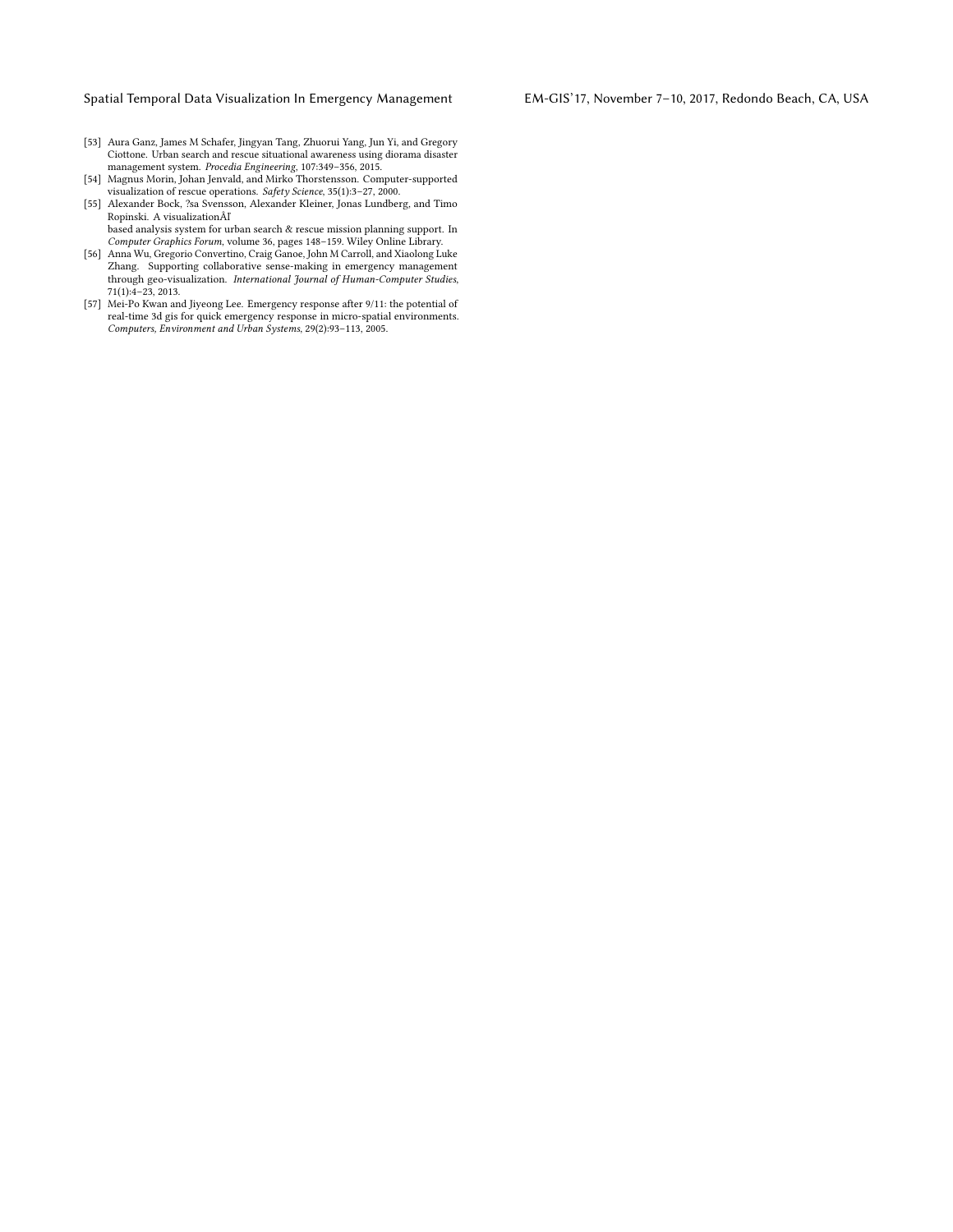[53] Aura Ganz, James M Schafer, Jingyan Tang, Zhuorui Yang, Jun Yi, and Gregory Ciottone. Urban search and rescue situational awareness using diorama disaster management system. *Procedia Engineering*, 107:349–356, 2015.

[54] Magnus Morin, Johan Jenvald, and Mirko Thorstensson. Computer-supported visualization of rescue operations. *Safety Science*, 35(1):3–27, 2000.

[55] Alexander Bock, ?sa Svensson, Alexander Kleiner, Jonas Lundberg, and Timo Ropinski. A visualizationÅĪ based analysis system for urban search & rescue mission planning support. In *Computer Graphics Forum*, volume 36, pages 148–159. Wiley Online Library.

[56] Anna Wu, Gregorio Convertino, Craig Ganoe, John M Carroll, and Xiaolong Luke Zhang. Supporting collaborative sense-making in emergency management through geo-visualization. *International Journal of Human-Computer Studies*, 71(1):4–23, 2013.

[57] Mei-Po Kwan and Jiyeong Lee. Emergency response after 9/11: the potential of real-time 3d gis for quick emergency response in micro-spatial environments. *Computers, Environment and Urban Systems*, 29(2):93–113, 2005.